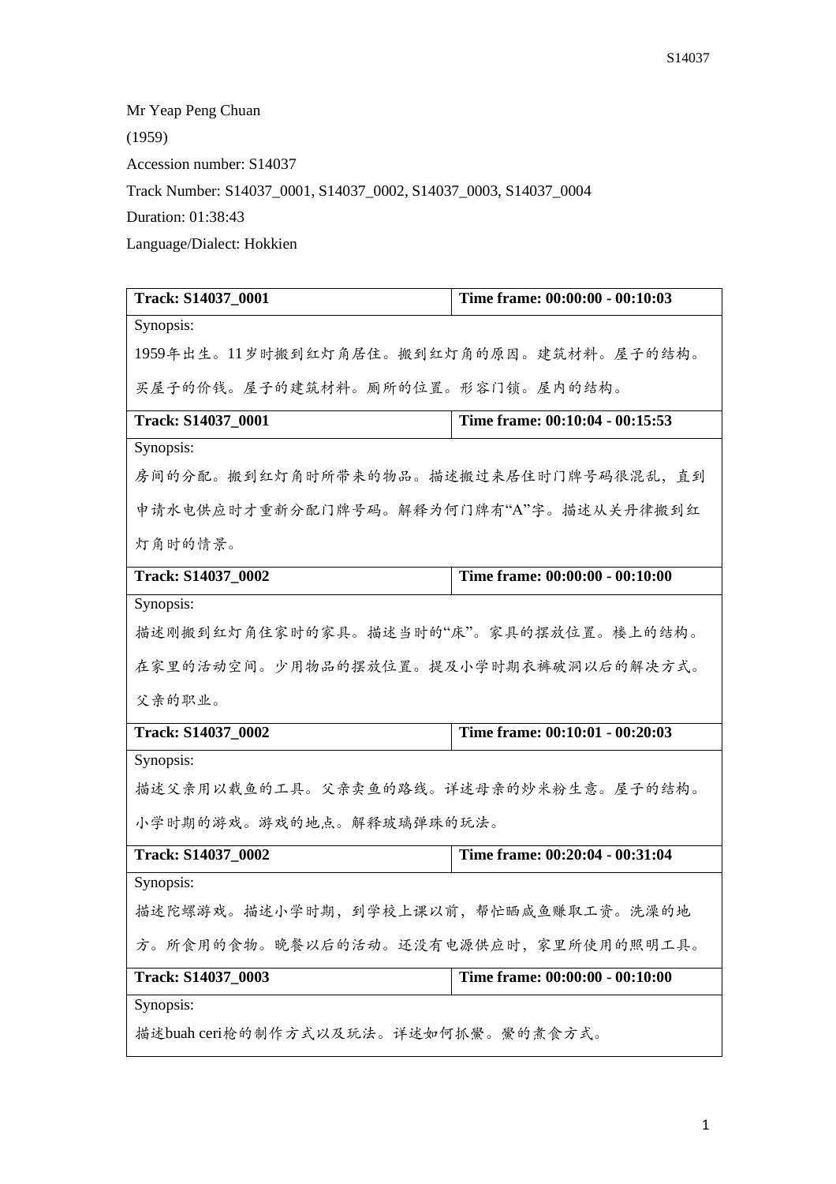Mr Yeap Peng Chuan

(1959)

Accession number: S14037

Track Number: S14037_0001, S14037_0002, S14037_0003, S14037_0004

Duration: 01:38:43

Language/Dialect: Hokkien

| **Track: S14037_0001** | **Time frame: 00:00:00 - 00:10:03** |
|---|---|
| Synopsis:<br>1959年出生。11岁时搬到红灯角居住。搬到红灯角的原因。建筑材料。屋子的结构。买屋子的价钱。屋子的建筑材料。厕所的位置。形容门锁。屋内的结构。 | |
| **Track: S14037_0001** | **Time frame: 00:10:04 - 00:15:53** |
| Synopsis:<br>房间的分配。搬到红灯角时所带来的物品。描述搬过来居住时门牌号码很混乱，直到申请水电供应时才重新分配门牌号码。解释为何门牌有"A"字。描述从关丹律搬到红灯角时的情景。 | |
| **Track: S14037_0002** | **Time frame: 00:00:00 - 00:10:00** |
| Synopsis:<br>描述刚搬到红灯角住家时的家具。描述当时的"床"。家具的摆放位置。楼上的结构。在家里的活动空间。少用物品的摆放位置。提及小学时期衣裤破洞以后的解决方式。父亲的职业。 | |
| **Track: S14037_0002** | **Time frame: 00:10:01 - 00:20:03** |
| Synopsis:<br>描述父亲用以载鱼的工具。父亲卖鱼的路线。详述母亲的炒米粉生意。屋子的结构。小学时期的游戏。游戏的地点。解释玻璃弹珠的玩法。 | |
| **Track: S14037_0002** | **Time frame: 00:20:04 - 00:31:04** |
| Synopsis:<br>描述陀螺游戏。描述小学时期，到学校上课以前，帮忙晒咸鱼赚取工资。洗澡的地方。所食用的食物。晚餐以后的活动。还没有电源供应时，家里所使用的照明工具。 | |
| **Track: S14037_0003** | **Time frame: 00:00:00 - 00:10:00** |
| Synopsis:<br>描述buah ceri枪的制作方式以及玩法。详述如何抓鲎。鲎的煮食方式。 | |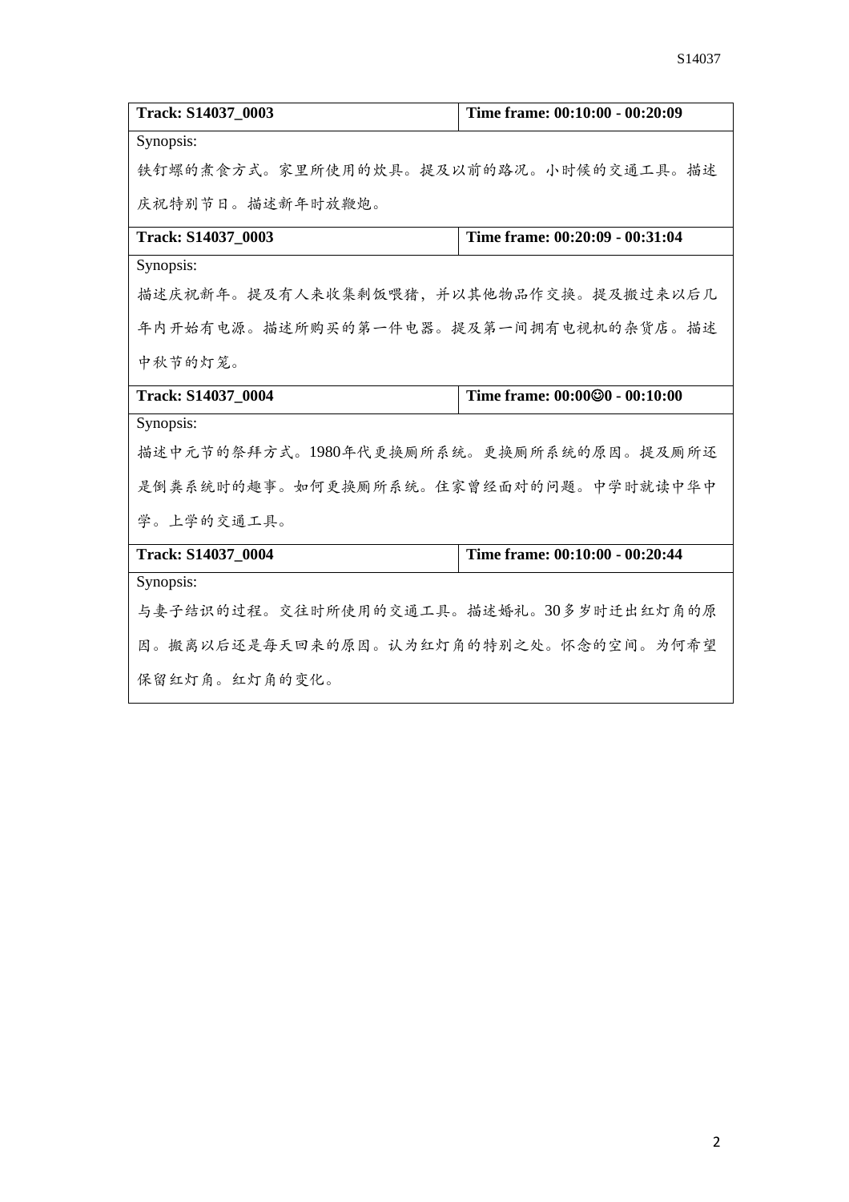| Track: S14037_0003 | Time frame: 00:10:00 - 00:20:09 |
|---|---|
| Synopsis: 铁钉螺的煮食方式。家里所使用的炊具。提及以前的路况。小时候的交通工具。描述庆祝特别节日。描述新年时放鞭炮。 | |

| Track: S14037_0003 | Time frame: 00:20:09 - 00:31:04 |
|---|---|
| Synopsis: 描述庆祝新年。提及有人来收集剩饭喂猪，并以其他物品作交换。提及搬过来以后几年内开始有电源。描述所购买的第一件电器。提及第一间拥有电视机的杂货店。描述中秋节的灯笼。 | |

| Track: S14037_0004 | Time frame: 00:00☺0 - 00:10:00 |
|---|---|
| Synopsis: 描述中元节的祭拜方式。1980年代更换厕所系统。更换厕所系统的原因。提及厕所还是倒粪系统时的趣事。如何更换厕所系统。住家曾经面对的问题。中学时就读中华中学。上学的交通工具。 | |

| Track: S14037_0004 | Time frame: 00:10:00 - 00:20:44 |
|---|---|
| Synopsis: 与妻子结识的过程。交往时所使用的交通工具。描述婚礼。30多岁时迁出红灯角的原因。搬离以后还是每天回来的原因。认为红灯角的特别之处。怀念的空间。为何希望保留红灯角。红灯角的变化。 | |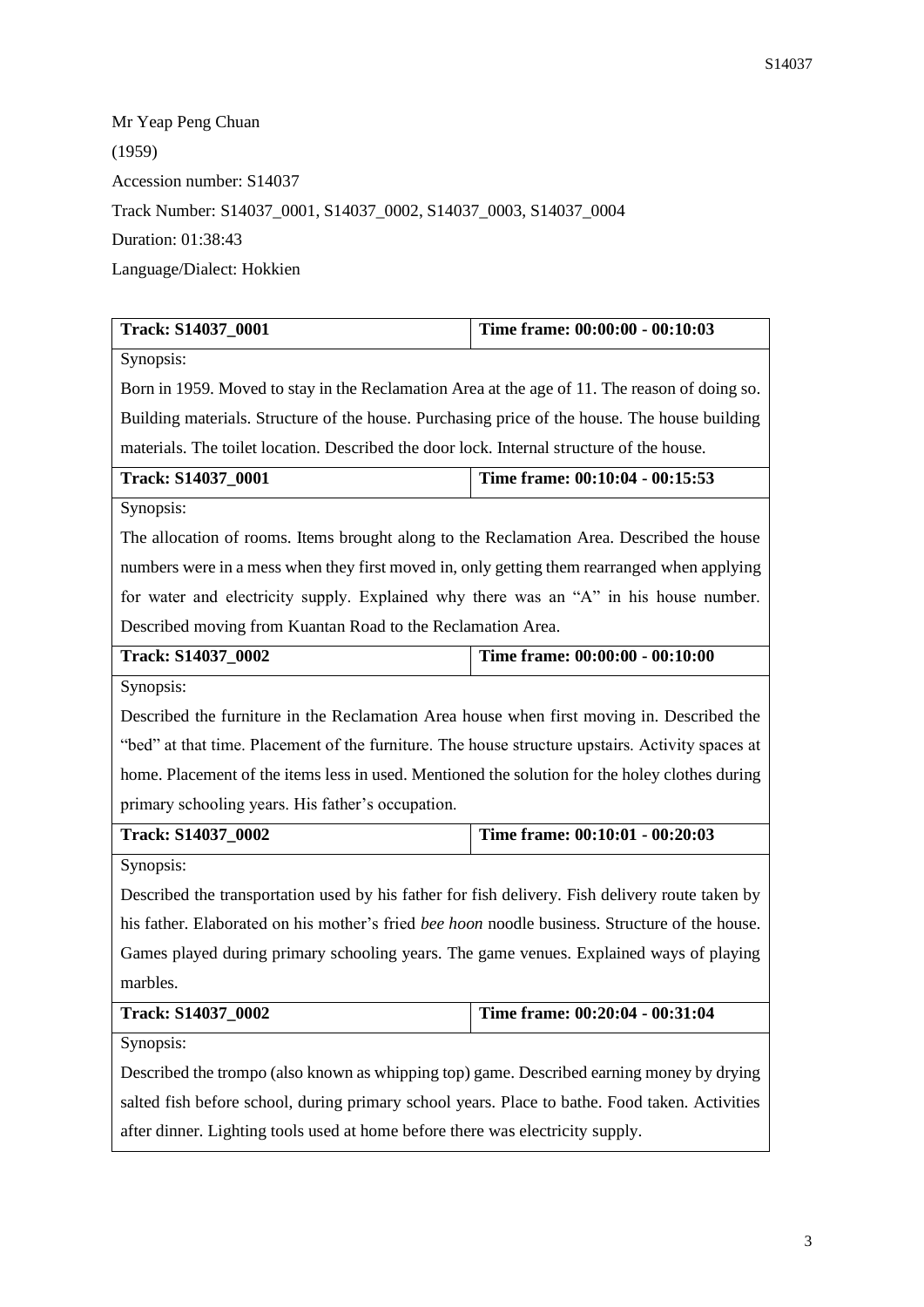Mr Yeap Peng Chuan

(1959)

Accession number: S14037

Track Number: S14037_0001, S14037_0002, S14037_0003, S14037_0004

Duration: 01:38:43

Language/Dialect: Hokkien

| **Track: S14037_0001** | **Time frame: 00:00:00 - 00:10:03** |
|---|---|
| Synopsis: Born in 1959. Moved to stay in the Reclamation Area at the age of 11. The reason of doing so. Building materials. Structure of the house. Purchasing price of the house. The house building materials. The toilet location. Described the door lock. Internal structure of the house. | |
| **Track: S14037_0001** | **Time frame: 00:10:04 - 00:15:53** |
| Synopsis: The allocation of rooms. Items brought along to the Reclamation Area. Described the house numbers were in a mess when they first moved in, only getting them rearranged when applying for water and electricity supply. Explained why there was an "A" in his house number. Described moving from Kuantan Road to the Reclamation Area. | |
| **Track: S14037_0002** | **Time frame: 00:00:00 - 00:10:00** |
| Synopsis: Described the furniture in the Reclamation Area house when first moving in. Described the "bed" at that time. Placement of the furniture. The house structure upstairs. Activity spaces at home. Placement of the items less in used. Mentioned the solution for the holey clothes during primary schooling years. His father's occupation. | |
| **Track: S14037_0002** | **Time frame: 00:10:01 - 00:20:03** |
| Synopsis: Described the transportation used by his father for fish delivery. Fish delivery route taken by his father. Elaborated on his mother's fried *bee hoon* noodle business. Structure of the house. Games played during primary schooling years. The game venues. Explained ways of playing marbles. | |
| **Track: S14037_0002** | **Time frame: 00:20:04 - 00:31:04** |
| Synopsis: Described the trompo (also known as whipping top) game. Described earning money by drying salted fish before school, during primary school years. Place to bathe. Food taken. Activities after dinner. Lighting tools used at home before there was electricity supply. | |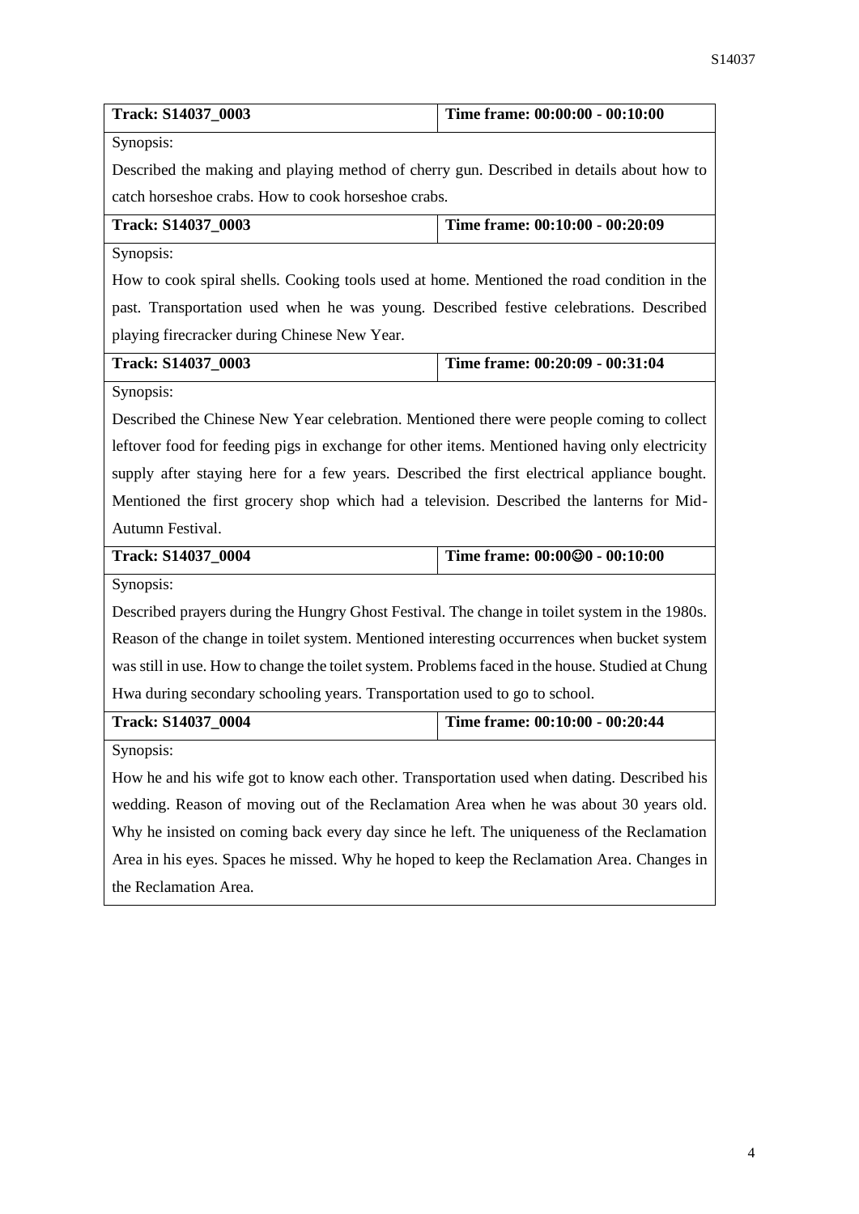| Track: S14037_0003 | Time frame: 00:00:00 - 00:10:00 |
| --- | --- |
| Synopsis: | |
| Described the making and playing method of cherry gun. Described in details about how to catch horseshoe crabs. How to cook horseshoe crabs. | |
| **Track: S14037_0003** | **Time frame: 00:10:00 - 00:20:09** |
| Synopsis: | |
| How to cook spiral shells. Cooking tools used at home. Mentioned the road condition in the past. Transportation used when he was young. Described festive celebrations. Described playing firecracker during Chinese New Year. | |
| **Track: S14037_0003** | **Time frame: 00:20:09 - 00:31:04** |
| Synopsis: | |
| Described the Chinese New Year celebration. Mentioned there were people coming to collect leftover food for feeding pigs in exchange for other items. Mentioned having only electricity supply after staying here for a few years. Described the first electrical appliance bought. Mentioned the first grocery shop which had a television. Described the lanterns for Mid-Autumn Festival. | |
| **Track: S14037_0004** | **Time frame: 00:00😊0 - 00:10:00** |
| Synopsis: | |
| Described prayers during the Hungry Ghost Festival. The change in toilet system in the 1980s. Reason of the change in toilet system. Mentioned interesting occurrences when bucket system was still in use. How to change the toilet system. Problems faced in the house. Studied at Chung Hwa during secondary schooling years. Transportation used to go to school. | |
| **Track: S14037_0004** | **Time frame: 00:10:00 - 00:20:44** |
| Synopsis: | |
| How he and his wife got to know each other. Transportation used when dating. Described his wedding. Reason of moving out of the Reclamation Area when he was about 30 years old. Why he insisted on coming back every day since he left. The uniqueness of the Reclamation Area in his eyes. Spaces he missed. Why he hoped to keep the Reclamation Area. Changes in the Reclamation Area. | |